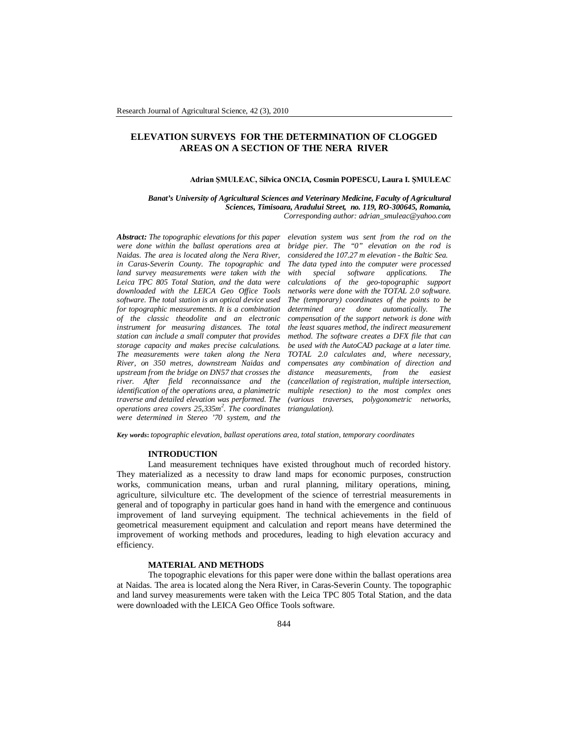# ELEVATION SURVEYS FOR THE DETERMINATION OF CLOGGED AREAS ON A SECTION OF THE NERA RIVER

**Adrian ŞMULEAC, Silvica ONCIA, Cosmin POPESCU, Laura I. ŞMULEAC**

***Banat's University of Agricultural Sciences and Veterinary Medicine, Faculty of Agricultural Sciences, Timisoara, Aradului Street, no. 119, RO-300645, Romania,***
*Corresponding author: adrian_smuleac@yahoo.com*

***Abstract:*** *The topographic elevations for this paper were done within the ballast operations area at Naidas. The area is located along the Nera River, in Caras-Severin County. The topographic and land survey measurements were taken with the Leica TPC 805 Total Station, and the data were downloaded with the LEICA Geo Office Tools software. The total station is an optical device used for topographic measurements. It is a combination of the classic theodolite and an electronic instrument for measuring distances. The total station can include a small computer that provides storage capacity and makes precise calculations. The measurements were taken along the Nera River, on 350 metres, downstream Naidas and upstream from the bridge on DN57 that crosses the river. After field reconnaissance and the identification of the operations area, a planimetric traverse and detailed elevation was performed. The operations area covers 25,335m². The coordinates were determined in Stereo '70 system, and the elevation system was sent from the rod on the bridge pier. The "0" elevation on the rod is considered the 107.27 m elevation - the Baltic Sea. The data typed into the computer were processed with special software applications. The calculations of the geo-topographic support networks were done with the TOTAL 2.0 software. The (temporary) coordinates of the points to be determined are done automatically. The compensation of the support network is done with the least squares method, the indirect measurement method. The software creates a DFX file that can be used with the AutoCAD package at a later time. TOTAL 2.0 calculates and, where necessary, compensates any combination of direction and distance measurements, from the easiest (cancellation of registration, multiple intersection, multiple resection) to the most complex ones (various traverses, polygonometric networks, triangulation).*

***Key words*:** *topographic elevation, ballast operations area, total station, temporary coordinates*

## INTRODUCTION

Land measurement techniques have existed throughout much of recorded history. They materialized as a necessity to draw land maps for economic purposes, construction works, communication means, urban and rural planning, military operations, mining, agriculture, silviculture etc. The development of the science of terrestrial measurements in general and of topography in particular goes hand in hand with the emergence and continuous improvement of land surveying equipment. The technical achievements in the field of geometrical measurement equipment and calculation and report means have determined the improvement of working methods and procedures, leading to high elevation accuracy and efficiency.

## MATERIAL AND METHODS

The topographic elevations for this paper were done within the ballast operations area at Naidas. The area is located along the Nera River, in Caras-Severin County. The topographic and land survey measurements were taken with the Leica TPC 805 Total Station, and the data were downloaded with the LEICA Geo Office Tools software.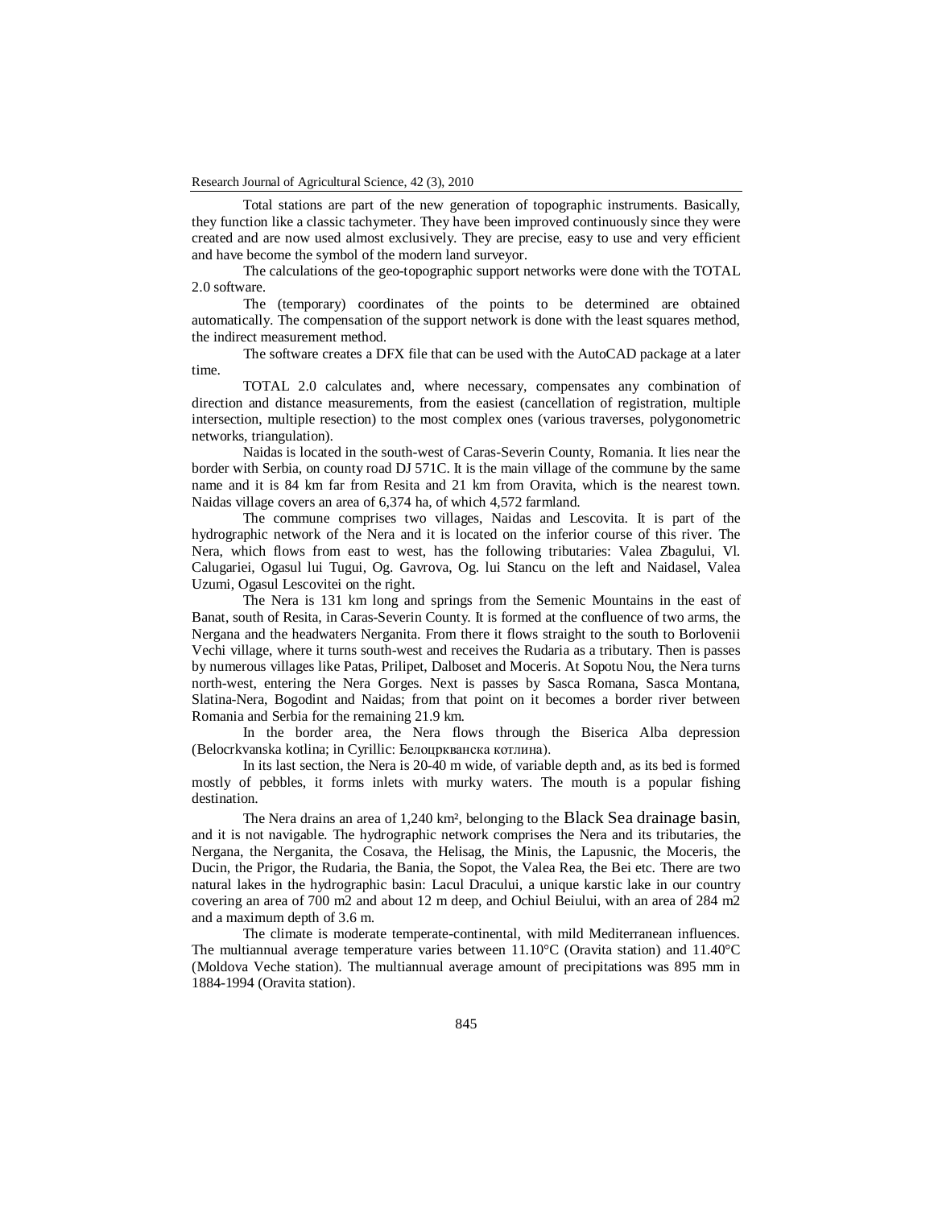Total stations are part of the new generation of topographic instruments. Basically, they function like a classic tachymeter. They have been improved continuously since they were created and are now used almost exclusively. They are precise, easy to use and very efficient and have become the symbol of the modern land surveyor.

The calculations of the geo-topographic support networks were done with the TOTAL 2.0 software.

The (temporary) coordinates of the points to be determined are obtained automatically. The compensation of the support network is done with the least squares method, the indirect measurement method.

The software creates a DFX file that can be used with the AutoCAD package at a later time.

TOTAL 2.0 calculates and, where necessary, compensates any combination of direction and distance measurements, from the easiest (cancellation of registration, multiple intersection, multiple resection) to the most complex ones (various traverses, polygonometric networks, triangulation).

Naidas is located in the south-west of Caras-Severin County, Romania. It lies near the border with Serbia, on county road DJ 571C. It is the main village of the commune by the same name and it is 84 km far from Resita and 21 km from Oravita, which is the nearest town. Naidas village covers an area of 6,374 ha, of which 4,572 farmland.

The commune comprises two villages, Naidas and Lescovita. It is part of the hydrographic network of the Nera and it is located on the inferior course of this river. The Nera, which flows from east to west, has the following tributaries: Valea Zbagului, Vl. Calugariei, Ogasul lui Tugui, Og. Gavrova, Og. lui Stancu on the left and Naidasel, Valea Uzumi, Ogasul Lescovitei on the right.

The Nera is 131 km long and springs from the Semenic Mountains in the east of Banat, south of Resita, in Caras-Severin County. It is formed at the confluence of two arms, the Nergana and the headwaters Nerganita. From there it flows straight to the south to Borlovenii Vechi village, where it turns south-west and receives the Rudaria as a tributary. Then is passes by numerous villages like Patas, Prilipet, Dalboset and Moceris. At Sopotu Nou, the Nera turns north-west, entering the Nera Gorges. Next is passes by Sasca Romana, Sasca Montana, Slatina-Nera, Bogodint and Naidas; from that point on it becomes a border river between Romania and Serbia for the remaining 21.9 km.

In the border area, the Nera flows through the Biserica Alba depression (Belocrkvanska kotlina; in Cyrillic: Белоцркванска котлина).

In its last section, the Nera is 20-40 m wide, of variable depth and, as its bed is formed mostly of pebbles, it forms inlets with murky waters. The mouth is a popular fishing destination.

The Nera drains an area of 1,240 km², belonging to the Black Sea drainage basin, and it is not navigable. The hydrographic network comprises the Nera and its tributaries, the Nergana, the Nerganita, the Cosava, the Helisag, the Minis, the Lapusnic, the Moceris, the Ducin, the Prigor, the Rudaria, the Bania, the Sopot, the Valea Rea, the Bei etc. There are two natural lakes in the hydrographic basin: Lacul Dracului, a unique karstic lake in our country covering an area of 700 m2 and about 12 m deep, and Ochiul Beiului, with an area of 284 m2 and a maximum depth of 3.6 m.

The climate is moderate temperate-continental, with mild Mediterranean influences. The multiannual average temperature varies between 11.10°C (Oravita station) and 11.40°C (Moldova Veche station). The multiannual average amount of precipitations was 895 mm in 1884-1994 (Oravita station).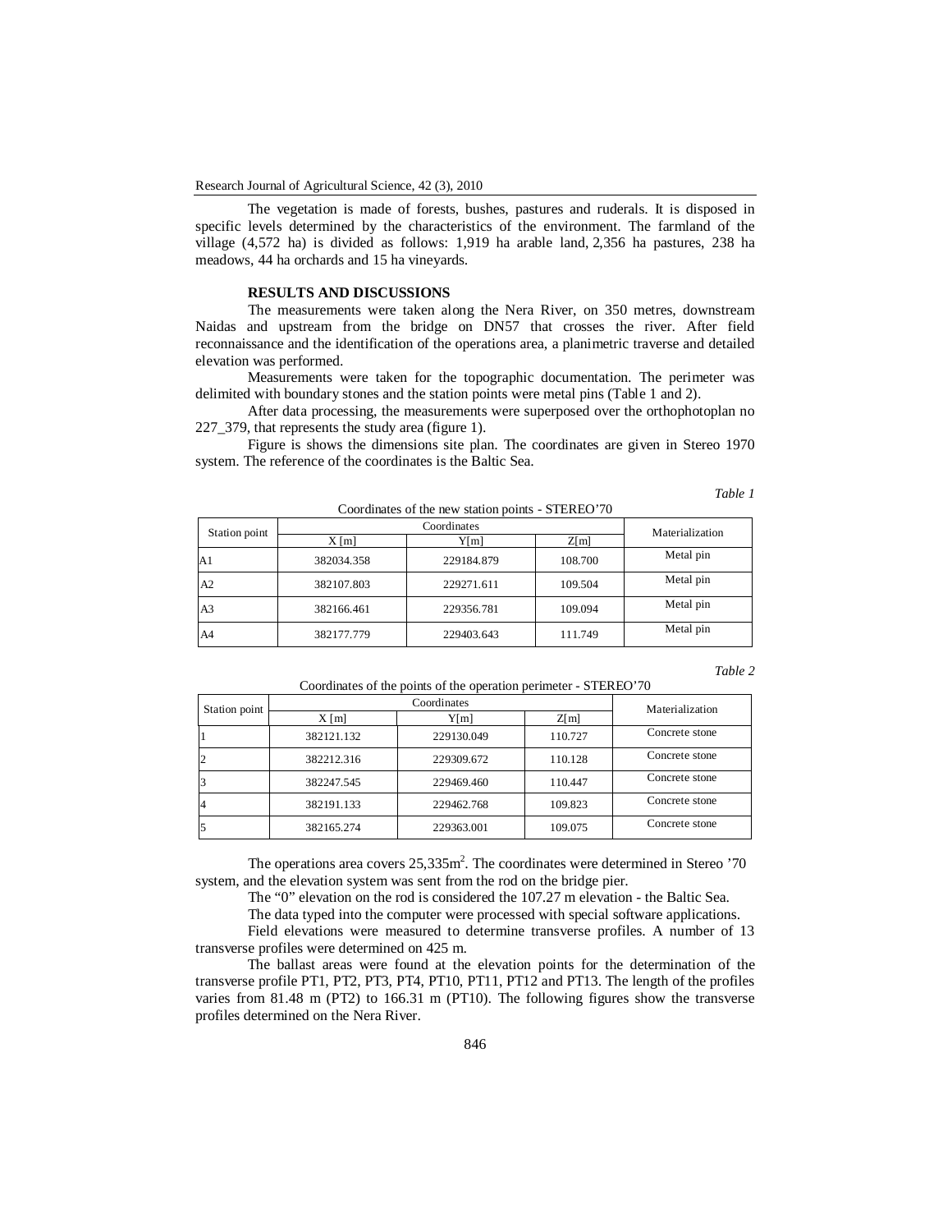The vegetation is made of forests, bushes, pastures and ruderals. It is disposed in specific levels determined by the characteristics of the environment. The farmland of the village (4,572 ha) is divided as follows: 1,919 ha arable land, 2,356 ha pastures, 238 ha meadows, 44 ha orchards and 15 ha vineyards.

## RESULTS AND DISCUSSIONS

The measurements were taken along the Nera River, on 350 metres, downstream Naidas and upstream from the bridge on DN57 that crosses the river. After field reconnaissance and the identification of the operations area, a planimetric traverse and detailed elevation was performed.

Measurements were taken for the topographic documentation. The perimeter was delimited with boundary stones and the station points were metal pins (Table 1 and 2).

After data processing, the measurements were superposed over the orthophotoplan no 227_379, that represents the study area (figure 1).

Figure is shows the dimensions site plan. The coordinates are given in Stereo 1970 system. The reference of the coordinates is the Baltic Sea.

*Table 1*

Coordinates of the new station points - STEREO'70

| Station point | Coordinates | | | Materialization |
|---|---|---|---|---|
| | X [m] | Y[m] | Z[m] | |
| A1 | 382034.358 | 229184.879 | 108.700 | Metal pin |
| A2 | 382107.803 | 229271.611 | 109.504 | Metal pin |
| A3 | 382166.461 | 229356.781 | 109.094 | Metal pin |
| A4 | 382177.779 | 229403.643 | 111.749 | Metal pin |

*Table 2*

Coordinates of the points of the operation perimeter - STEREO'70

| Station point | Coordinates | | | Materialization |
|---|---|---|---|---|
| | X [m] | Y[m] | Z[m] | |
| 1 | 382121.132 | 229130.049 | 110.727 | Concrete stone |
| 2 | 382212.316 | 229309.672 | 110.128 | Concrete stone |
| 3 | 382247.545 | 229469.460 | 110.447 | Concrete stone |
| 4 | 382191.133 | 229462.768 | 109.823 | Concrete stone |
| 5 | 382165.274 | 229363.001 | 109.075 | Concrete stone |

The operations area covers 25,335m$^2$. The coordinates were determined in Stereo '70 system, and the elevation system was sent from the rod on the bridge pier.

The "0" elevation on the rod is considered the 107.27 m elevation - the Baltic Sea.

The data typed into the computer were processed with special software applications.

Field elevations were measured to determine transverse profiles. A number of 13 transverse profiles were determined on 425 m.

The ballast areas were found at the elevation points for the determination of the transverse profile PT1, PT2, PT3, PT4, PT10, PT11, PT12 and PT13. The length of the profiles varies from 81.48 m (PT2) to 166.31 m (PT10). The following figures show the transverse profiles determined on the Nera River.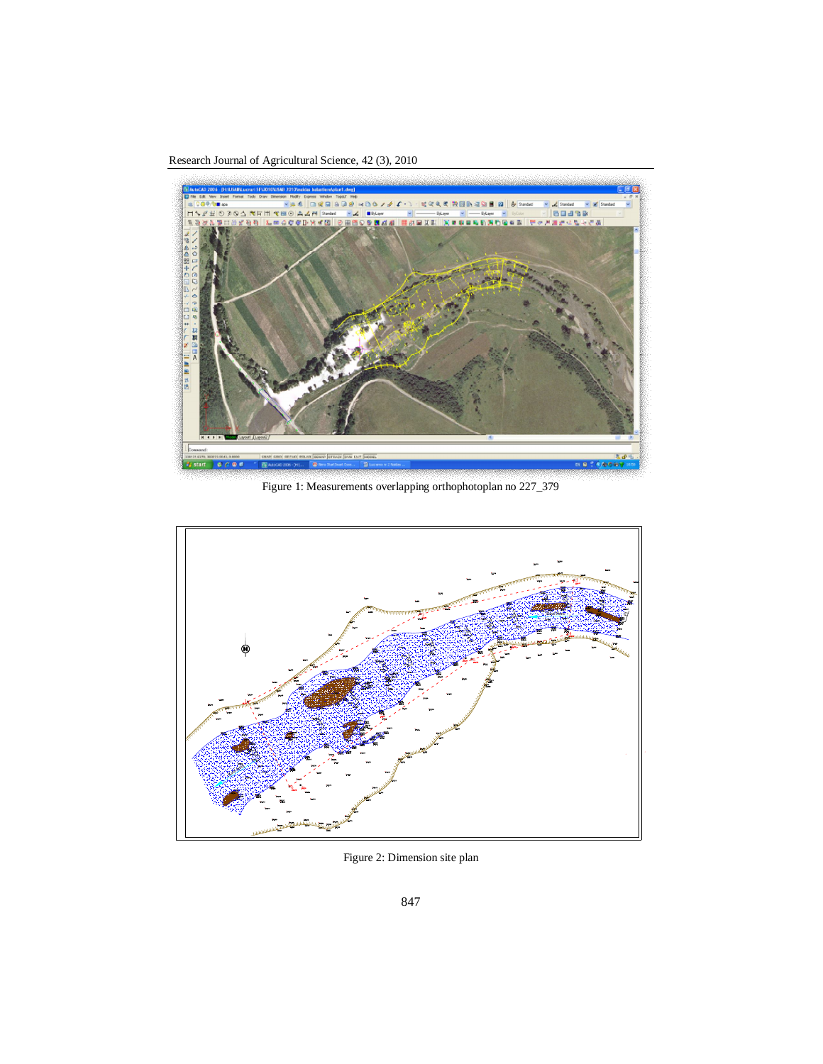Figure 1: Measurements overlapping orthophotoplan no 227_379

Figure 2: Dimension site plan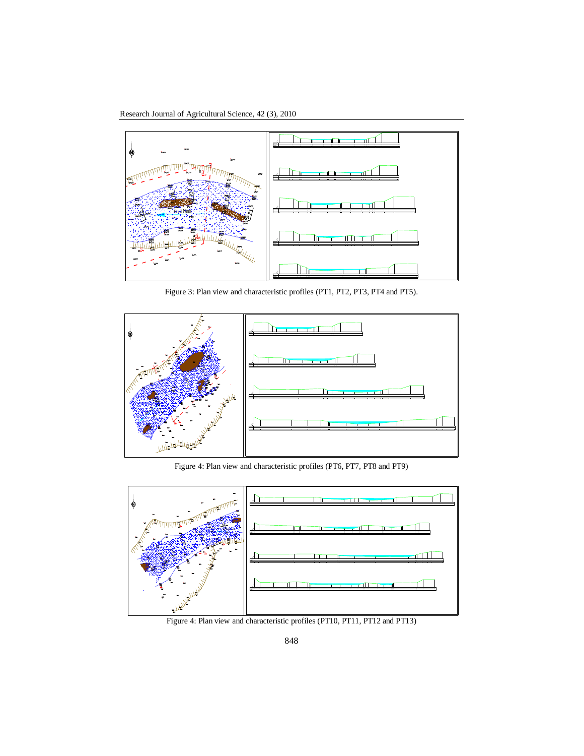Figure 3: Plan view and characteristic profiles (PT1, PT2, PT3, PT4 and PT5).

Figure 4: Plan view and characteristic profiles (PT6, PT7, PT8 and PT9)

Figure 4: Plan view and characteristic profiles (PT10, PT11, PT12 and PT13)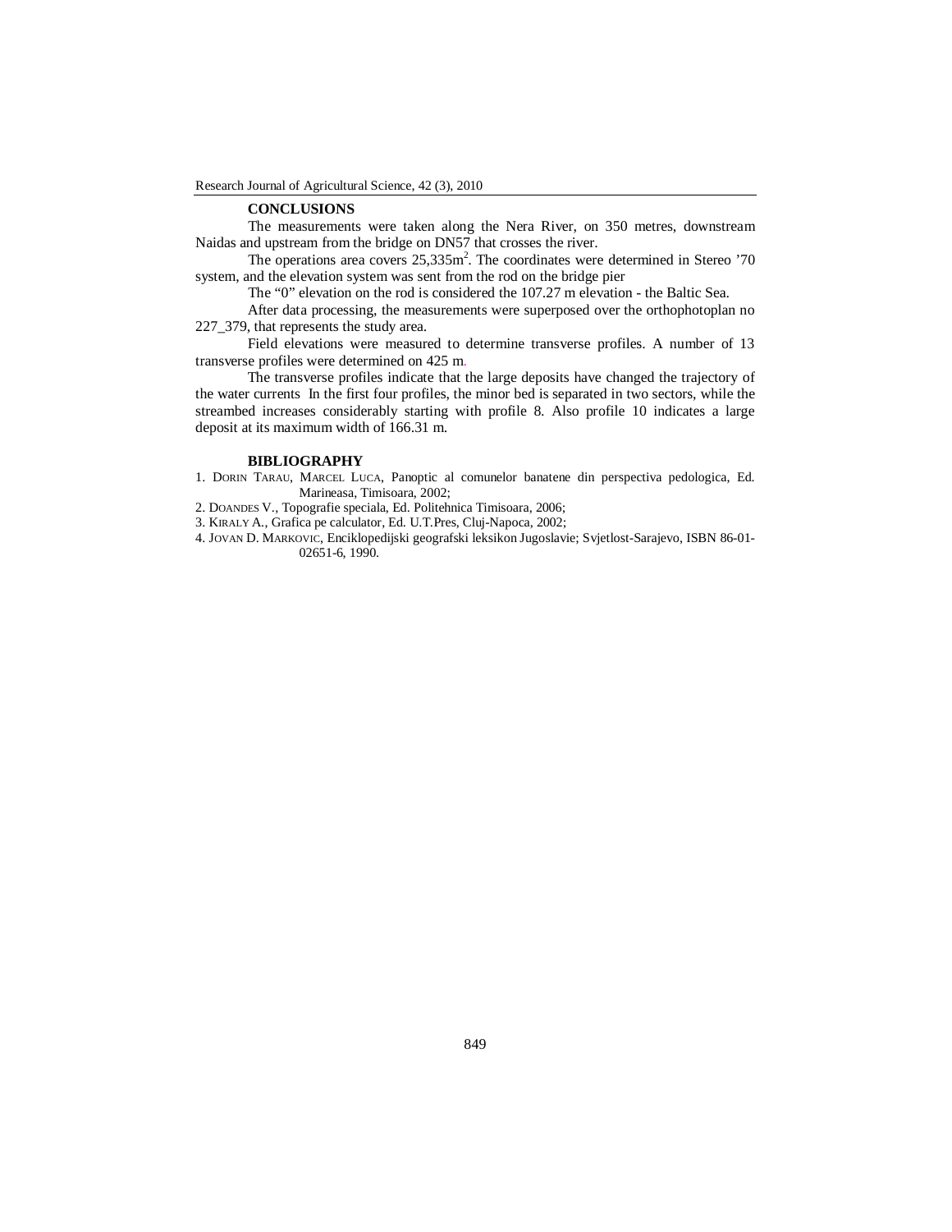## CONCLUSIONS

The measurements were taken along the Nera River, on 350 metres, downstream Naidas and upstream from the bridge on DN57 that crosses the river.

The operations area covers 25,335m$^2$. The coordinates were determined in Stereo '70 system, and the elevation system was sent from the rod on the bridge pier

The "0" elevation on the rod is considered the 107.27 m elevation - the Baltic Sea.

After data processing, the measurements were superposed over the orthophotoplan no 227_379, that represents the study area.

Field elevations were measured to determine transverse profiles. A number of 13 transverse profiles were determined on 425 m.

The transverse profiles indicate that the large deposits have changed the trajectory of the water currents In the first four profiles, the minor bed is separated in two sectors, while the streambed increases considerably starting with profile 8. Also profile 10 indicates a large deposit at its maximum width of 166.31 m.

## BIBLIOGRAPHY

1. DORIN TARAU, MARCEL LUCA, Panoptic al comunelor banatene din perspectiva pedologica, Ed. Marineasa, Timisoara, 2002;
2. DOANDES V., Topografie speciala, Ed. Politehnica Timisoara, 2006;
3. KIRALY A., Grafica pe calculator, Ed. U.T.Pres, Cluj-Napoca, 2002;
4. JOVAN D. MARKOVIC, Enciklopedijski geografski leksikon Jugoslavie; Svjetlost-Sarajevo, ISBN 86-01-02651-6, 1990.